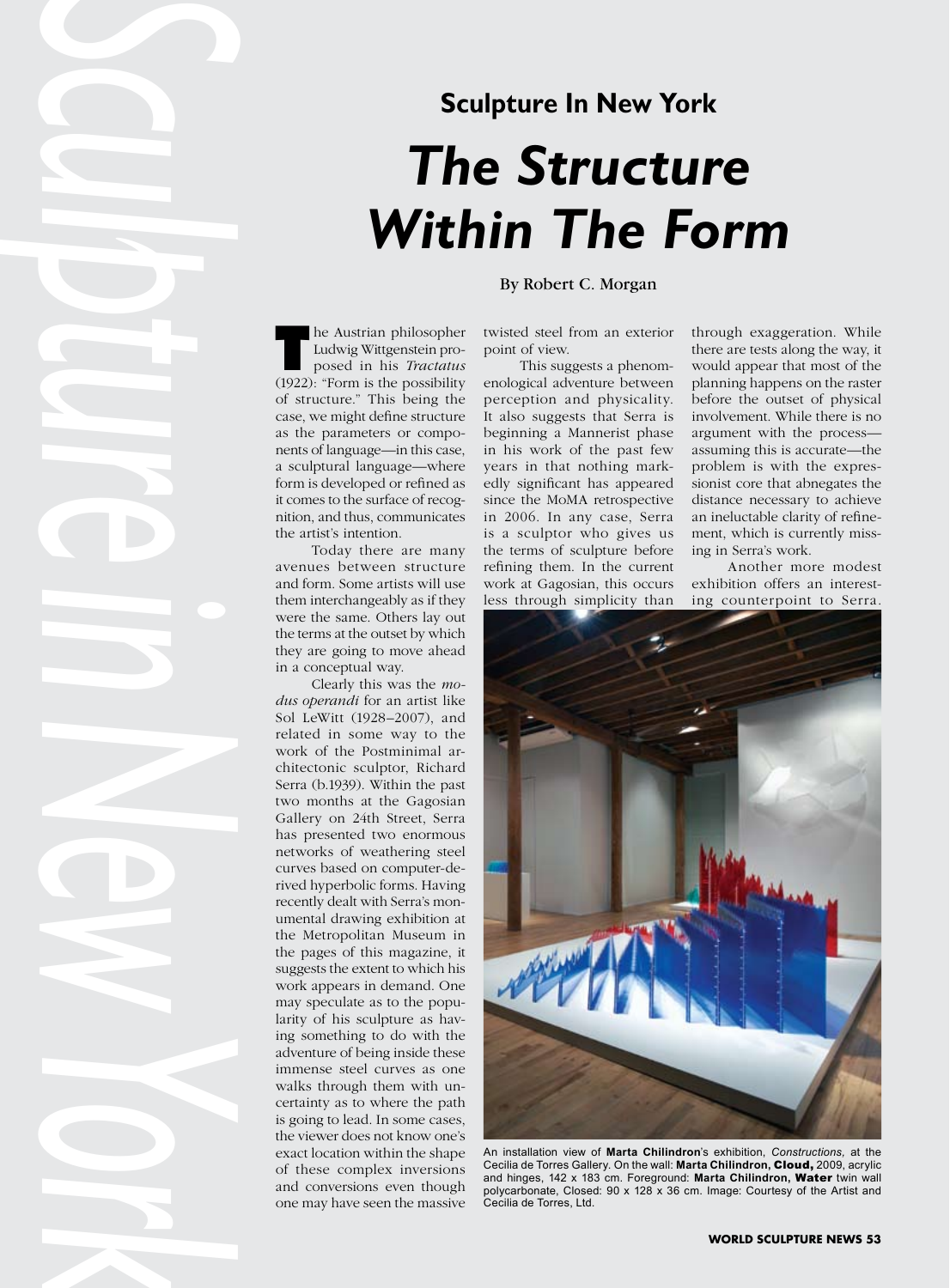## Sculpture In New York

# *The Structure Within The Form*

By Robert C. Morgan

The Austrian philosopher Ludwig Wittgenstein proposed in his *Tractatus* (1922): "Form is the possibility of structure." This being the case, we might define structure as the parameters or components of language—in this case, a sculptural language—where form is developed or refined as it comes to the surface of recognition, and thus, communicates the artist's intention.

Today there are many avenues between structure and form. Some artists will use them interchangeably as if they were the same. Others lay out the terms at the outset by which they are going to move ahead in a conceptual way.

Clearly this was the *modus operandi* for an artist like Sol LeWitt (1928–2007), and related in some way to the work of the Postminimal architectonic sculptor, Richard Serra (b.1939). Within the past two months at the Gagosian Gallery on 24th Street, Serra has presented two enormous networks of weathering steel curves based on computer-derived hyperbolic forms. Having recently dealt with Serra's monumental drawing exhibition at the Metropolitan Museum in the pages of this magazine, it suggests the extent to which his work appears in demand. One may speculate as to the popularity of his sculpture as having something to do with the adventure of being inside these immense steel curves as one walks through them with uncertainty as to where the path is going to lead. In some cases, the viewer does not know one's exact location within the shape of these complex inversions and conversions even though one may have seen the massive twisted steel from an exterior point of view.

This suggests a phenomenological adventure between perception and physicality. It also suggests that Serra is beginning a Mannerist phase in his work of the past few years in that nothing markedly significant has appeared since the MoMA retrospective in 2006. In any case, Serra is a sculptor who gives us the terms of sculpture before refining them. In the current work at Gagosian, this occurs less through simplicity than through exaggeration. While there are tests along the way, it would appear that most of the planning happens on the raster before the outset of physical involvement. While there is no argument with the process—assuming this is accurate—the problem is with the expressionist core that abnegates the distance necessary to achieve an ineluctable clarity of refinement, which is currently missing in Serra's work.

Another more modest exhibition offers an interesting counterpoint to Serra.

An installation view of **Marta Chilindron**'s exhibition, *Constructions,* at the Cecilia de Torres Gallery. On the wall: **Marta Chilindron, Cloud,** 2009, acrylic and hinges, 142 x 183 cm. Foreground: **Marta Chilindron, Water** twin wall polycarbonate, Closed: 90 x 128 x 36 cm. Image: Courtesy of the Artist and Cecilia de Torres, Ltd.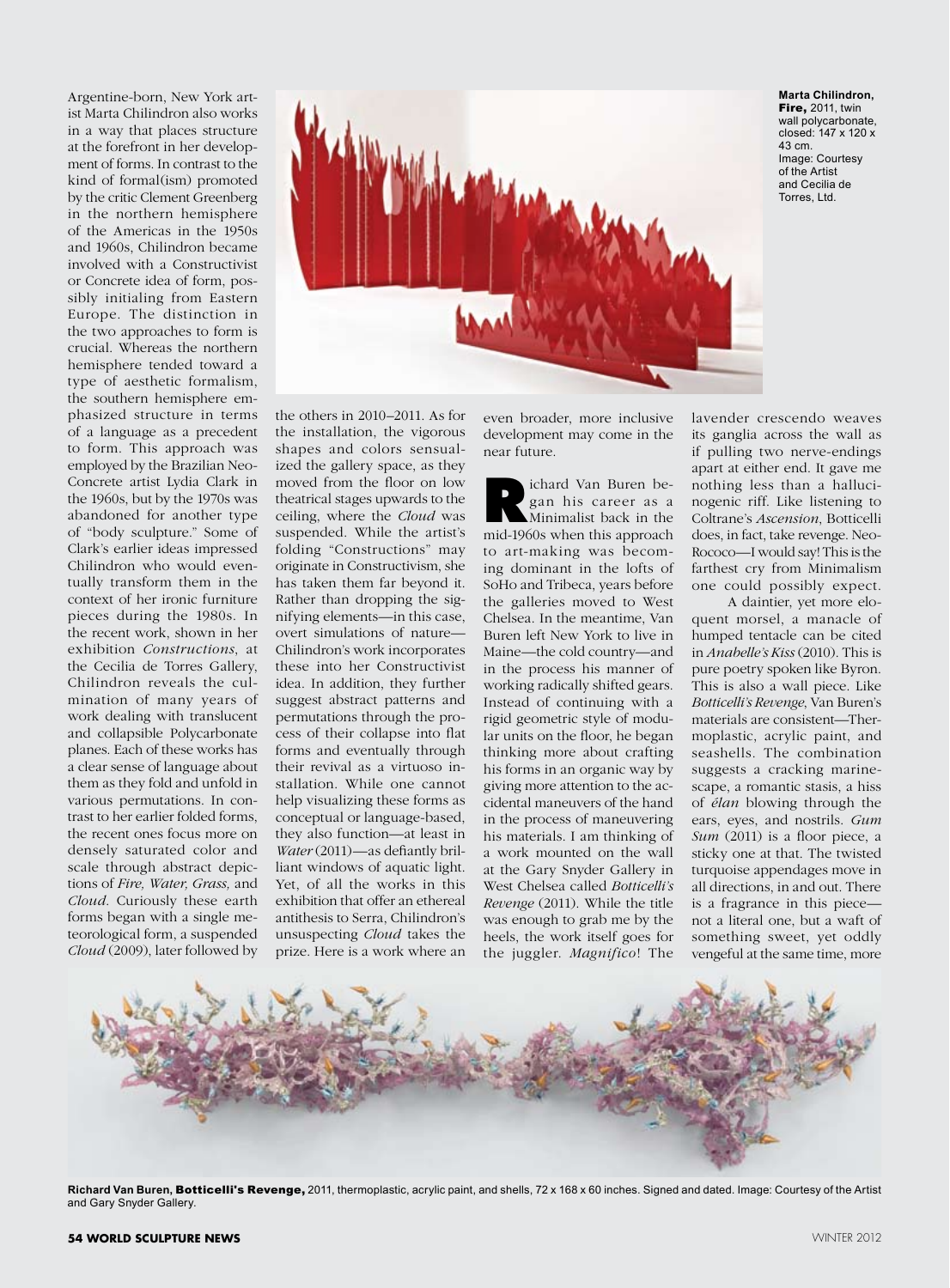Argentine-born, New York artist Marta Chilindron also works in a way that places structure at the forefront in her development of forms. In contrast to the kind of formal(ism) promoted by the critic Clement Greenberg in the northern hemisphere of the Americas in the 1950s and 1960s, Chilindron became involved with a Constructivist or Concrete idea of form, possibly initialing from Eastern Europe. The distinction in the two approaches to form is crucial. Whereas the northern hemisphere tended toward a type of aesthetic formalism, the southern hemisphere emphasized structure in terms of a language as a precedent to form. This approach was employed by the Brazilian Neo-Concrete artist Lydia Clark in the 1960s, but by the 1970s was abandoned for another type of "body sculpture." Some of Clark's earlier ideas impressed Chilindron who would eventually transform them in the context of her ironic furniture pieces during the 1980s. In the recent work, shown in her exhibition *Constructions*, at the Cecilia de Torres Gallery, Chilindron reveals the culmination of many years of work dealing with translucent and collapsible Polycarbonate planes. Each of these works has a clear sense of language about them as they fold and unfold in various permutations. In contrast to her earlier folded forms, the recent ones focus more on densely saturated color and scale through abstract depictions of *Fire, Water, Grass,* and *Cloud*. Curiously these earth forms began with a single meteorological form, a suspended *Cloud* (2009), later followed by the others in 2010–2011. As for the installation, the vigorous shapes and colors sensualized the gallery space, as they moved from the floor on low theatrical stages upwards to the ceiling, where the *Cloud* was suspended. While the artist's folding "Constructions" may originate in Constructivism, she has taken them far beyond it. Rather than dropping the signifying elements—in this case, overt simulations of nature—Chilindron's work incorporates these into her Constructivist idea. In addition, they further suggest abstract patterns and permutations through the process of their collapse into flat forms and eventually through their revival as a virtuoso installation. While one cannot help visualizing these forms as conceptual or language-based, they also function—at least in *Water* (2011)—as defiantly brilliant windows of aquatic light. Yet, of all the works in this exhibition that offer an ethereal antithesis to Serra, Chilindron's unsuspecting *Cloud* takes the prize. Here is a work where an even broader, more inclusive development may come in the near future.

**Marta Chilindron, Fire,** 2011, twin wall polycarbonate, closed: 147 x 120 x 43 cm. Image: Courtesy of the Artist and Cecilia de Torres, Ltd.

Richard Van Buren began his career as a Minimalist back in the mid-1960s when this approach to art-making was becoming dominant in the lofts of SoHo and Tribeca, years before the galleries moved to West Chelsea. In the meantime, Van Buren left New York to live in Maine—the cold country—and in the process his manner of working radically shifted gears. Instead of continuing with a rigid geometric style of modular units on the floor, he began thinking more about crafting his forms in an organic way by giving more attention to the accidental maneuvers of the hand in the process of maneuvering his materials. I am thinking of a work mounted on the wall at the Gary Snyder Gallery in West Chelsea called *Botticelli's Revenge* (2011). While the title was enough to grab me by the heels, the work itself goes for the juggler. *Magnifico*! The lavender crescendo weaves its ganglia across the wall as if pulling two nerve-endings apart at either end. It gave me nothing less than a hallucinogenic riff. Like listening to Coltrane's *Ascension*, Botticelli does, in fact, take revenge. Neo-Rococo—I would say! This is the farthest cry from Minimalism one could possibly expect.

A daintier, yet more eloquent morsel, a manacle of humped tentacle can be cited in *Anabelle's Kiss* (2010). This is pure poetry spoken like Byron. This is also a wall piece. Like *Botticelli's Revenge*, Van Buren's materials are consistent—Thermoplastic, acrylic paint, and seashells. The combination suggests a cracking marinescape, a romantic stasis, a hiss of *élan* blowing through the ears, eyes, and nostrils. *Gum Sum* (2011) is a floor piece, a sticky one at that. The twisted turquoise appendages move in all directions, in and out. There is a fragrance in this piece—not a literal one, but a waft of something sweet, yet oddly vengeful at the same time, more

**Richard Van Buren, Botticelli's Revenge,** 2011, thermoplastic, acrylic paint, and shells, 72 x 168 x 60 inches. Signed and dated. Image: Courtesy of the Artist and Gary Snyder Gallery.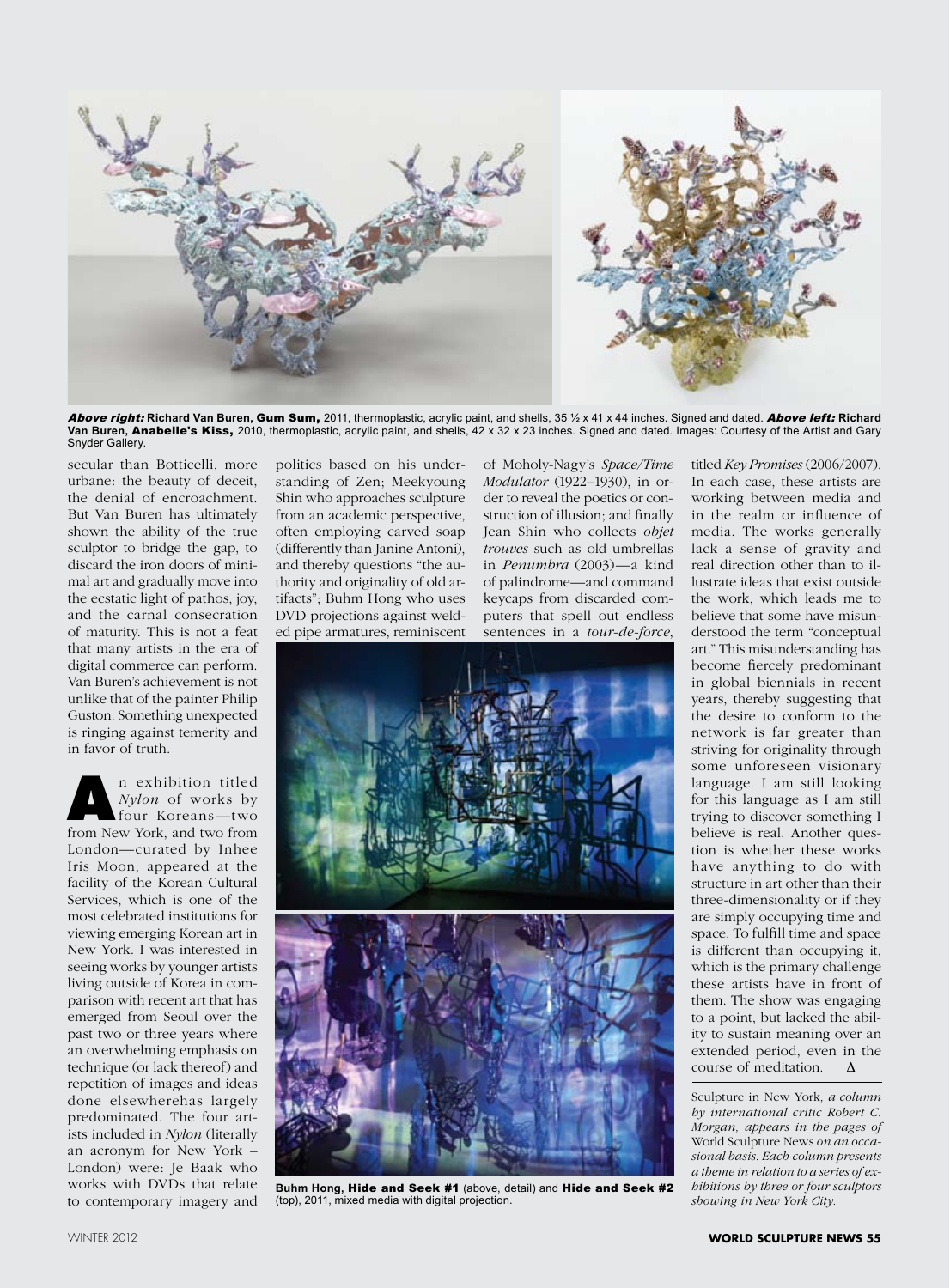***Above right:*** **Richard Van Buren, Gum Sum,** 2011, thermoplastic, acrylic paint, and shells, 35 ½ x 41 x 44 inches. Signed and dated. ***Above left:*** **Richard Van Buren, Anabelle's Kiss,** 2010, thermoplastic, acrylic paint, and shells, 42 x 32 x 23 inches. Signed and dated. Images: Courtesy of the Artist and Gary Snyder Gallery.

secular than Botticelli, more urbane: the beauty of deceit, the denial of encroachment. But Van Buren has ultimately shown the ability of the true sculptor to bridge the gap, to discard the iron doors of minimal art and gradually move into the ecstatic light of pathos, joy, and the carnal consecration of maturity. This is not a feat that many artists in the era of digital commerce can perform. Van Buren's achievement is not unlike that of the painter Philip Guston. Something unexpected is ringing against temerity and in favor of truth.

An exhibition titled *Nylon* of works by four Koreans—two from New York, and two from London—curated by Inhee Iris Moon, appeared at the facility of the Korean Cultural Services, which is one of the most celebrated institutions for viewing emerging Korean art in New York. I was interested in seeing works by younger artists living outside of Korea in comparison with recent art that has emerged from Seoul over the past two or three years where an overwhelming emphasis on technique (or lack thereof) and repetition of images and ideas done elsewherehas largely predominated. The four artists included in *Nylon* (literally an acronym for New York – London) were: Je Baak who works with DVDs that relate to contemporary imagery and politics based on his understanding of Zen; Meekyoung Shin who approaches sculpture from an academic perspective, often employing carved soap (differently than Janine Antoni), and thereby questions "the authority and originality of old artifacts"; Buhm Hong who uses DVD projections against welded pipe armatures, reminiscent of Moholy-Nagy's *Space/Time Modulator* (1922–1930), in order to reveal the poetics or construction of illusion; and finally Jean Shin who collects *objet trouves* such as old umbrellas in *Penumbra* (2003)—a kind of palindrome—and command keycaps from discarded computers that spell out endless sentences in a *tour-de-force*, titled *Key Promises* (2006/2007). In each case, these artists are working between media and in the realm or influence of media. The works generally lack a sense of gravity and real direction other than to illustrate ideas that exist outside the work, which leads me to believe that some have misunderstood the term "conceptual art." This misunderstanding has become fiercely predominant in global biennials in recent years, thereby suggesting that the desire to conform to the network is far greater than striving for originality through some unforeseen visionary language. I am still looking for this language as I am still trying to discover something I believe is real. Another question is whether these works have anything to do with structure in art other than their three-dimensionality or if they are simply occupying time and space. To fulfill time and space is different than occupying it, which is the primary challenge these artists have in front of them. The show was engaging to a point, but lacked the ability to sustain meaning over an extended period, even in the course of meditation. Δ

**Buhm Hong, Hide and Seek #1** (above, detail) and **Hide and Seek #2** (top), 2011, mixed media with digital projection.

---

Sculpture in New York, *a column by international critic Robert C. Morgan, appears in the pages of* World Sculpture News *on an occasional basis. Each column presents a theme in relation to a series of exhibitions by three or four sculptors showing in New York City.*